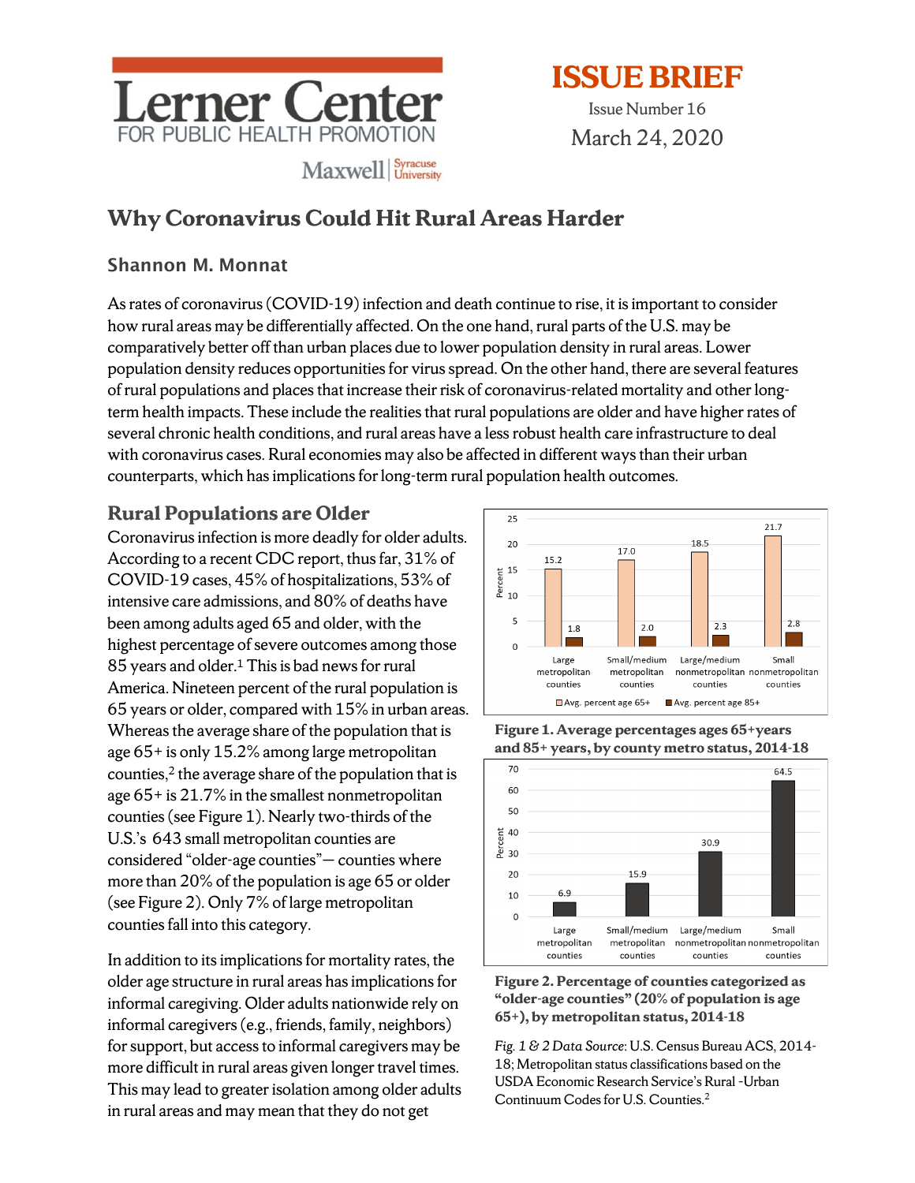Lerner Center
FOR PUBLIC HEALTH PROMOTION
Maxwell | Syracuse University

# ISSUE BRIEF

Issue Number 16

March 24, 2020

# Why Coronavirus Could Hit Rural Areas Harder

### Shannon M. Monnat

As rates of coronavirus (COVID-19) infection and death continue to rise, it is important to consider how rural areas may be differentially affected. On the one hand, rural parts of the U.S. may be comparatively better off than urban places due to lower population density in rural areas. Lower population density reduces opportunities for virus spread. On the other hand, there are several features of rural populations and places that increase their risk of coronavirus-related mortality and other long-term health impacts. These include the realities that rural populations are older and have higher rates of several chronic health conditions, and rural areas have a less robust health care infrastructure to deal with coronavirus cases. Rural economies may also be affected in different ways than their urban counterparts, which has implications for long-term rural population health outcomes.

## Rural Populations are Older

Coronavirus infection is more deadly for older adults. According to a recent CDC report, thus far, 31% of COVID-19 cases, 45% of hospitalizations, 53% of intensive care admissions, and 80% of deaths have been among adults aged 65 and older, with the highest percentage of severe outcomes among those 85 years and older.[1] This is bad news for rural America. Nineteen percent of the rural population is 65 years or older, compared with 15% in urban areas. Whereas the average share of the population that is age 65+ is only 15.2% among large metropolitan counties,[2] the average share of the population that is age 65+ is 21.7% in the smallest nonmetropolitan counties (see Figure 1). Nearly two-thirds of the U.S.'s 643 small metropolitan counties are considered "older-age counties"— counties where more than 20% of the population is age 65 or older (see Figure 2). Only 7% of large metropolitan counties fall into this category.

In addition to its implications for mortality rates, the older age structure in rural areas has implications for informal caregiving. Older adults nationwide rely on informal caregivers (e.g., friends, family, neighbors) for support, but access to informal caregivers may be more difficult in rural areas given longer travel times. This may lead to greater isolation among older adults in rural areas and may mean that they do not get

| | Large metropolitan counties | Small/medium metropolitan counties | Large/medium nonmetropolitan counties | Small nonmetropolitan counties |
|---|---|---|---|---|
| Avg. percent age 65+ | 15.2 | 17.0 | 18.5 | 21.7 |
| Avg. percent age 85+ | 1.8 | 2.0 | 2.3 | 2.8 |

**Figure 1. Average percentages ages 65+years and 85+ years, by county metro status, 2014-18**

| | Large metropolitan counties | Small/medium metropolitan counties | Large/medium nonmetropolitan counties | Small nonmetropolitan counties |
|---|---|---|---|---|
| Percent | 6.9 | 15.9 | 30.9 | 64.5 |

**Figure 2. Percentage of counties categorized as "older-age counties" (20% of population is age 65+), by metropolitan status, 2014-18**

*Fig. 1 & 2 Data Source*: U.S. Census Bureau ACS, 2014-18; Metropolitan status classifications based on the USDA Economic Research Service's Rural -Urban Continuum Codes for U.S. Counties.[2]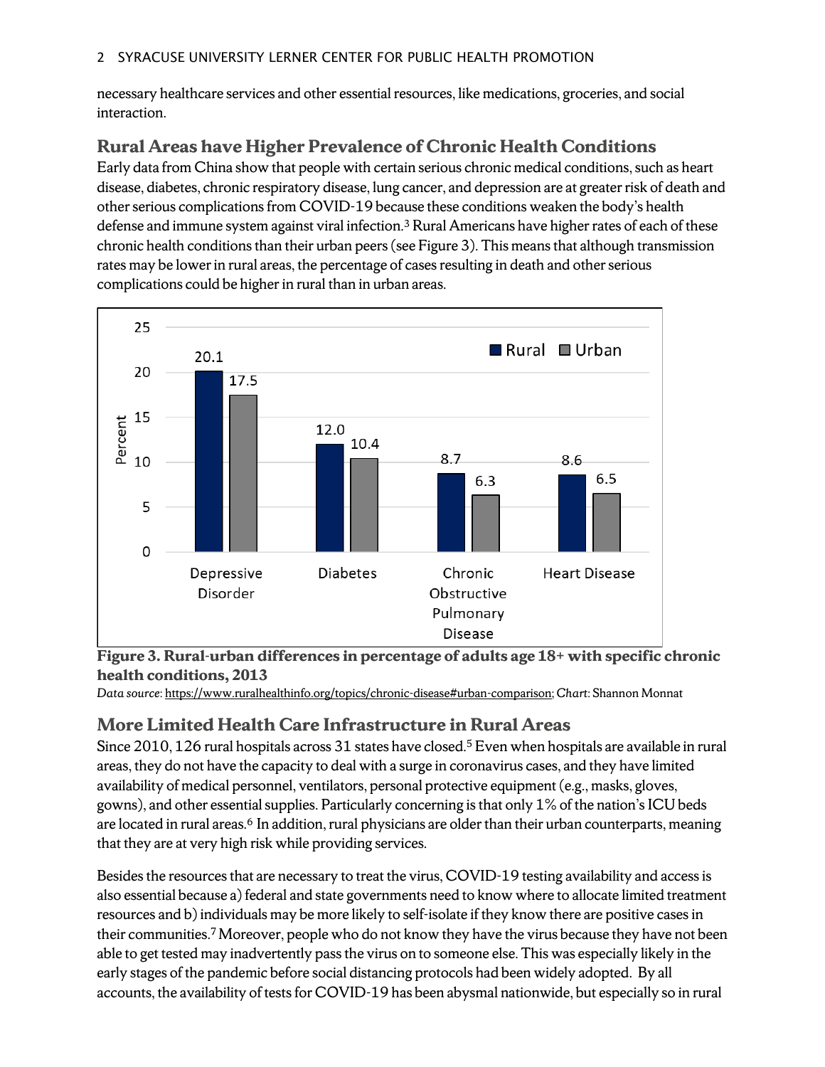necessary healthcare services and other essential resources, like medications, groceries, and social interaction.

## Rural Areas have Higher Prevalence of Chronic Health Conditions

Early data from China show that people with certain serious chronic medical conditions, such as heart disease, diabetes, chronic respiratory disease, lung cancer, and depression are at greater risk of death and other serious complications from COVID-19 because these conditions weaken the body's health defense and immune system against viral infection.[3] Rural Americans have higher rates of each of these chronic health conditions than their urban peers (see Figure 3). This means that although transmission rates may be lower in rural areas, the percentage of cases resulting in death and other serious complications could be higher in rural than in urban areas.

| Condition | Rural (Percent) | Urban (Percent) |
| --- | --- | --- |
| Depressive Disorder | 20.1 | 17.5 |
| Diabetes | 12.0 | 10.4 |
| Chronic Obstructive Pulmonary Disease | 8.7 | 6.3 |
| Heart Disease | 8.6 | 6.5 |

**Figure 3. Rural-urban differences in percentage of adults age 18+ with specific chronic health conditions, 2013**

*Data source*: https://www.ruralhealthinfo.org/topics/chronic-disease#urban-comparison; *Chart*: Shannon Monnat

## More Limited Health Care Infrastructure in Rural Areas

Since 2010, 126 rural hospitals across 31 states have closed.[5] Even when hospitals are available in rural areas, they do not have the capacity to deal with a surge in coronavirus cases, and they have limited availability of medical personnel, ventilators, personal protective equipment (e.g., masks, gloves, gowns), and other essential supplies. Particularly concerning is that only 1% of the nation's ICU beds are located in rural areas.[6] In addition, rural physicians are older than their urban counterparts, meaning that they are at very high risk while providing services.

Besides the resources that are necessary to treat the virus, COVID-19 testing availability and access is also essential because a) federal and state governments need to know where to allocate limited treatment resources and b) individuals may be more likely to self-isolate if they know there are positive cases in their communities.[7] Moreover, people who do not know they have the virus because they have not been able to get tested may inadvertently pass the virus on to someone else. This was especially likely in the early stages of the pandemic before social distancing protocols had been widely adopted. By all accounts, the availability of tests for COVID-19 has been abysmal nationwide, but especially so in rural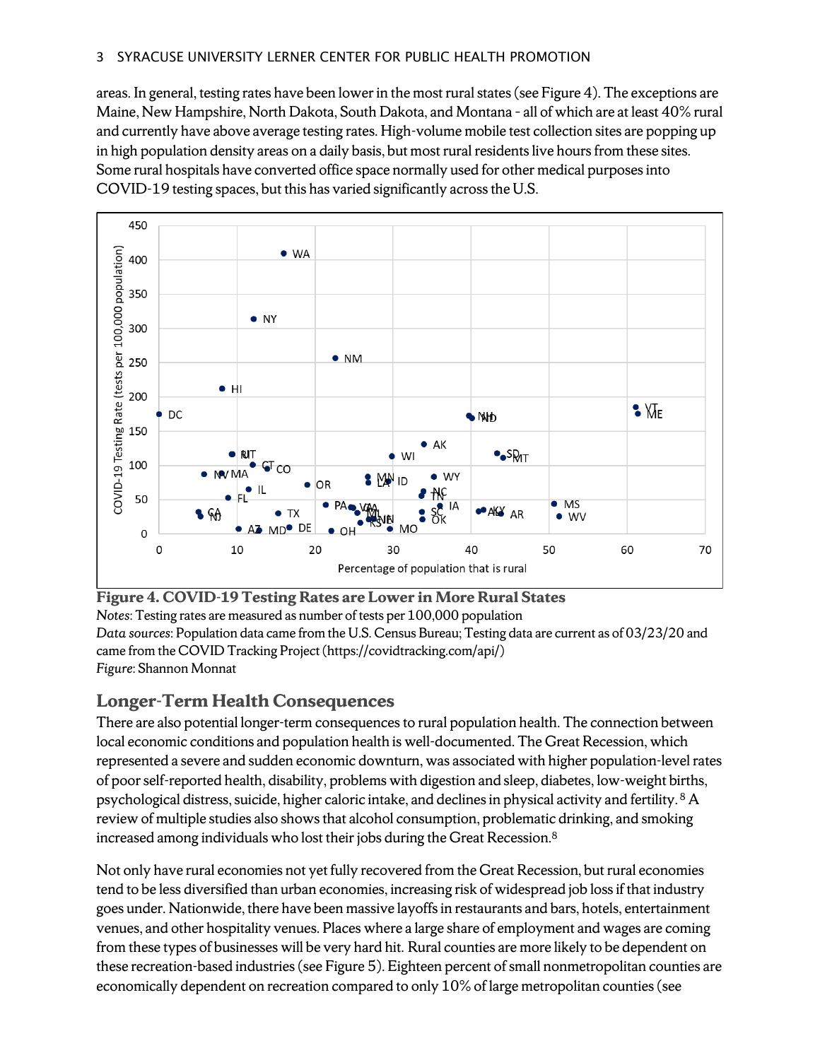areas. In general, testing rates have been lower in the most rural states (see Figure 4). The exceptions are Maine, New Hampshire, North Dakota, South Dakota, and Montana - all of which are at least 40% rural and currently have above average testing rates. High-volume mobile test collection sites are popping up in high population density areas on a daily basis, but most rural residents live hours from these sites. Some rural hospitals have converted office space normally used for other medical purposes into COVID-19 testing spaces, but this has varied significantly across the U.S.

**Figure 4. COVID-19 Testing Rates are Lower in More Rural States**
*Notes*: Testing rates are measured as number of tests per 100,000 population
*Data sources*: Population data came from the U.S. Census Bureau; Testing data are current as of 03/23/20 and came from the COVID Tracking Project (https://covidtracking.com/api/)
*Figure*: Shannon Monnat

## Longer-Term Health Consequences

There are also potential longer-term consequences to rural population health. The connection between local economic conditions and population health is well-documented. The Great Recession, which represented a severe and sudden economic downturn, was associated with higher population-level rates of poor self-reported health, disability, problems with digestion and sleep, diabetes, low-weight births, psychological distress, suicide, higher caloric intake, and declines in physical activity and fertility.[8] A review of multiple studies also shows that alcohol consumption, problematic drinking, and smoking increased among individuals who lost their jobs during the Great Recession.[8]

Not only have rural economies not yet fully recovered from the Great Recession, but rural economies tend to be less diversified than urban economies, increasing risk of widespread job loss if that industry goes under. Nationwide, there have been massive layoffs in restaurants and bars, hotels, entertainment venues, and other hospitality venues. Places where a large share of employment and wages are coming from these types of businesses will be very hard hit. Rural counties are more likely to be dependent on these recreation-based industries (see Figure 5). Eighteen percent of small nonmetropolitan counties are economically dependent on recreation compared to only 10% of large metropolitan counties (see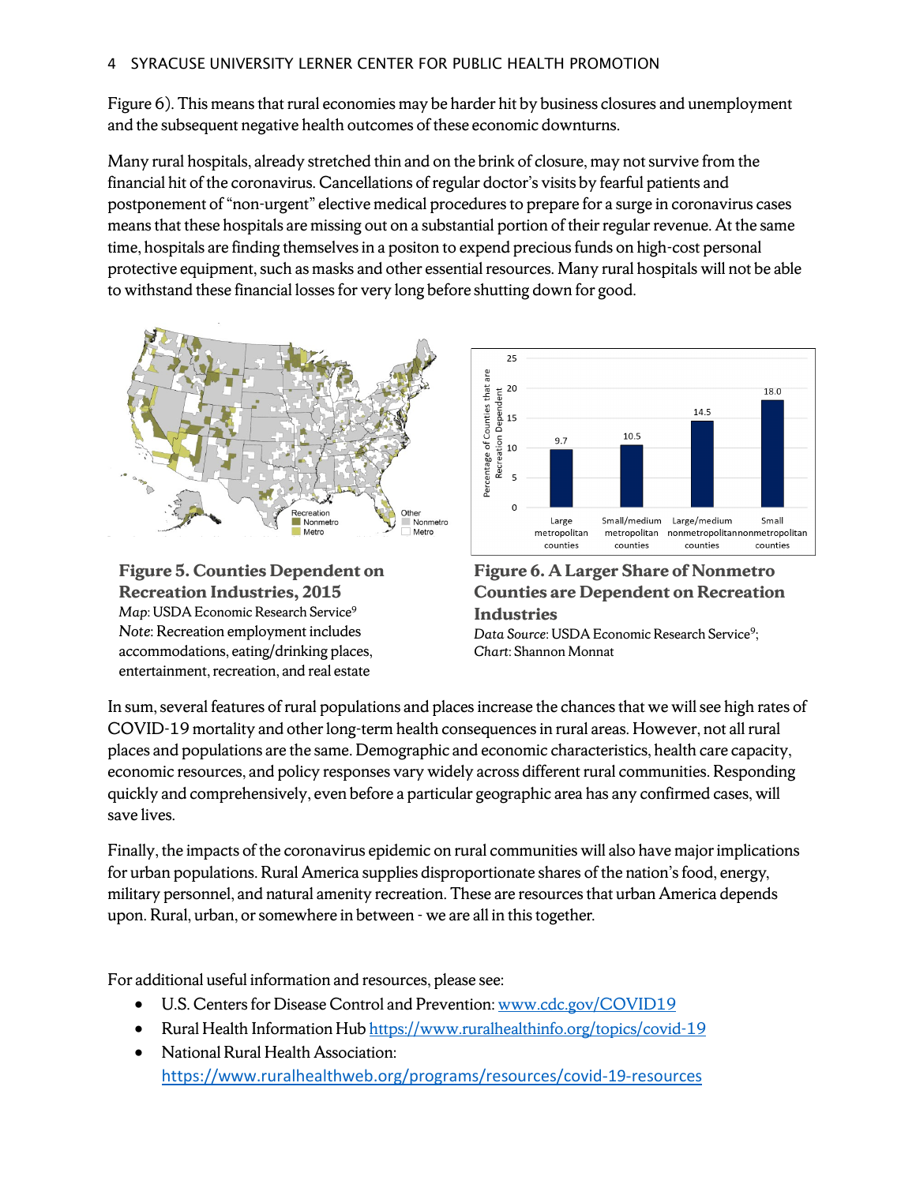Figure 6). This means that rural economies may be harder hit by business closures and unemployment and the subsequent negative health outcomes of these economic downturns.

Many rural hospitals, already stretched thin and on the brink of closure, may not survive from the financial hit of the coronavirus. Cancellations of regular doctor's visits by fearful patients and postponement of "non-urgent" elective medical procedures to prepare for a surge in coronavirus cases means that these hospitals are missing out on a substantial portion of their regular revenue. At the same time, hospitals are finding themselves in a positon to expend precious funds on high-cost personal protective equipment, such as masks and other essential resources. Many rural hospitals will not be able to withstand these financial losses for very long before shutting down for good.

**Figure 5. Counties Dependent on Recreation Industries, 2015**
*Map*: USDA Economic Research Service[9]
*Note*: Recreation employment includes accommodations, eating/drinking places, entertainment, recreation, and real estate

**Figure 6. A Larger Share of Nonmetro Counties are Dependent on Recreation Industries**
*Data Source*: USDA Economic Research Service[9]; *Chart*: Shannon Monnat

In sum, several features of rural populations and places increase the chances that we will see high rates of COVID-19 mortality and other long-term health consequences in rural areas. However, not all rural places and populations are the same. Demographic and economic characteristics, health care capacity, economic resources, and policy responses vary widely across different rural communities. Responding quickly and comprehensively, even before a particular geographic area has any confirmed cases, will save lives.

Finally, the impacts of the coronavirus epidemic on rural communities will also have major implications for urban populations. Rural America supplies disproportionate shares of the nation's food, energy, military personnel, and natural amenity recreation. These are resources that urban America depends upon. Rural, urban, or somewhere in between - we are all in this together.

For additional useful information and resources, please see:

- U.S. Centers for Disease Control and Prevention: www.cdc.gov/COVID19
- Rural Health Information Hub https://www.ruralhealthinfo.org/topics/covid-19
- National Rural Health Association: https://www.ruralhealthweb.org/programs/resources/covid-19-resources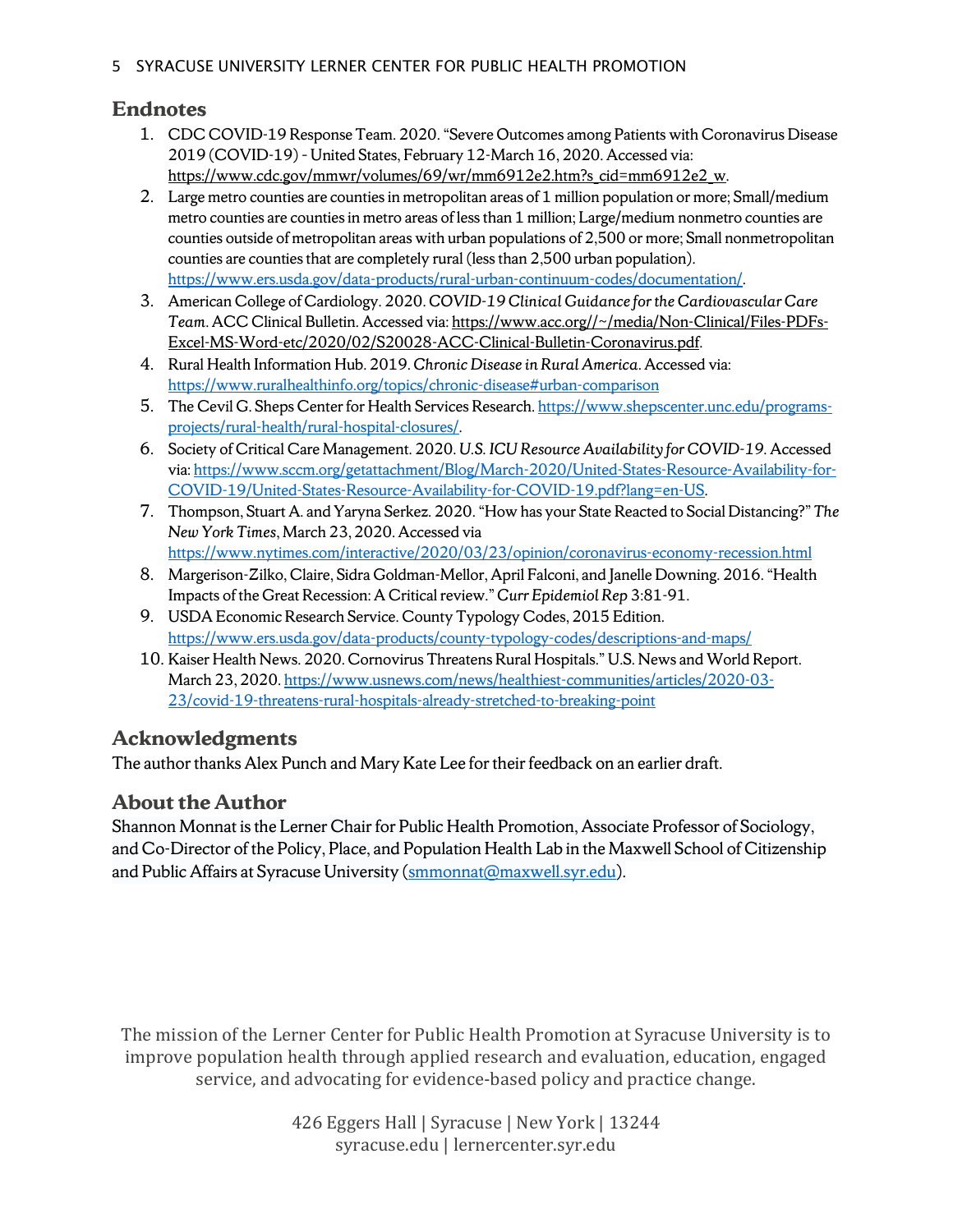## Endnotes

1. CDC COVID-19 Response Team. 2020. "Severe Outcomes among Patients with Coronavirus Disease 2019 (COVID-19) - United States, February 12-March 16, 2020. Accessed via: https://www.cdc.gov/mmwr/volumes/69/wr/mm6912e2.htm?s_cid=mm6912e2_w.
2. Large metro counties are counties in metropolitan areas of 1 million population or more; Small/medium metro counties are counties in metro areas of less than 1 million; Large/medium nonmetro counties are counties outside of metropolitan areas with urban populations of 2,500 or more; Small nonmetropolitan counties are counties that are completely rural (less than 2,500 urban population). https://www.ers.usda.gov/data-products/rural-urban-continuum-codes/documentation/.
3. American College of Cardiology. 2020. *COVID-19 Clinical Guidance for the Cardiovascular Care Team*. ACC Clinical Bulletin. Accessed via: https://www.acc.org//~/media/Non-Clinical/Files-PDFs-Excel-MS-Word-etc/2020/02/S20028-ACC-Clinical-Bulletin-Coronavirus.pdf.
4. Rural Health Information Hub. 2019. *Chronic Disease in Rural America*. Accessed via: https://www.ruralhealthinfo.org/topics/chronic-disease#urban-comparison
5. The Cevil G. Sheps Center for Health Services Research. https://www.shepscenter.unc.edu/programs-projects/rural-health/rural-hospital-closures/.
6. Society of Critical Care Management. 2020. *U.S. ICU Resource Availability for COVID-19*. Accessed via: https://www.sccm.org/getattachment/Blog/March-2020/United-States-Resource-Availability-for-COVID-19/United-States-Resource-Availability-for-COVID-19.pdf?lang=en-US.
7. Thompson, Stuart A. and Yaryna Serkez. 2020. "How has your State Reacted to Social Distancing?" *The New York Times*, March 23, 2020. Accessed via https://www.nytimes.com/interactive/2020/03/23/opinion/coronavirus-economy-recession.html
8. Margerison-Zilko, Claire, Sidra Goldman-Mellor, April Falconi, and Janelle Downing. 2016. "Health Impacts of the Great Recession: A Critical review." *Curr Epidemiol Rep* 3:81-91.
9. USDA Economic Research Service. County Typology Codes, 2015 Edition. https://www.ers.usda.gov/data-products/county-typology-codes/descriptions-and-maps/
10. Kaiser Health News. 2020. Cornovirus Threatens Rural Hospitals." U.S. News and World Report. March 23, 2020. https://www.usnews.com/news/healthiest-communities/articles/2020-03-23/covid-19-threatens-rural-hospitals-already-stretched-to-breaking-point

## Acknowledgments

The author thanks Alex Punch and Mary Kate Lee for their feedback on an earlier draft.

## About the Author

Shannon Monnat is the Lerner Chair for Public Health Promotion, Associate Professor of Sociology, and Co-Director of the Policy, Place, and Population Health Lab in the Maxwell School of Citizenship and Public Affairs at Syracuse University (smmonnat@maxwell.syr.edu).

The mission of the Lerner Center for Public Health Promotion at Syracuse University is to improve population health through applied research and evaluation, education, engaged service, and advocating for evidence-based policy and practice change.

426 Eggers Hall | Syracuse | New York | 13244
syracuse.edu | lernercenter.syr.edu